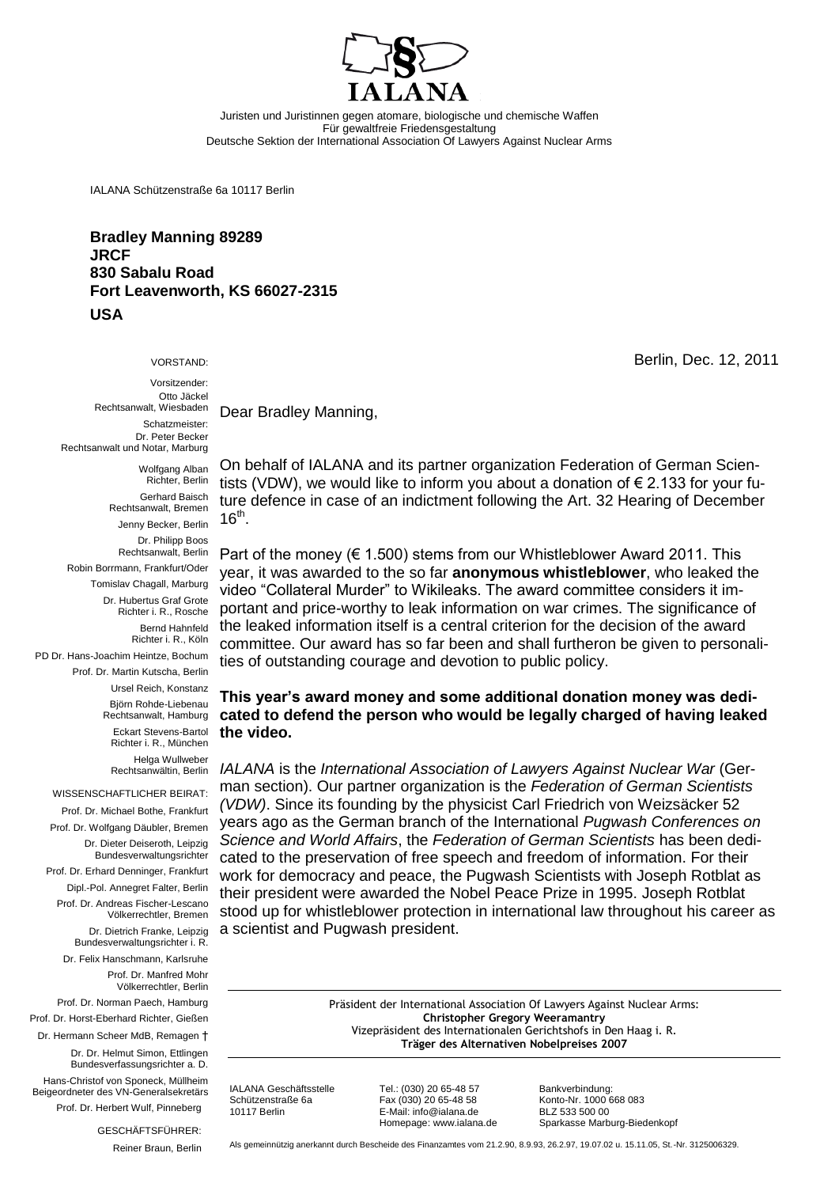IALANA

Juristen und Juristinnen gegen atomare, biologische und chemische Waffen
Für gewaltfreie Friedensgestaltung
Deutsche Sektion der International Association Of Lawyers Against Nuclear Arms

IALANA Schützenstraße 6a 10117 Berlin

**Bradley Manning 89289**
**JRCF**
**830 Sabalu Road**
**Fort Leavenworth, KS 66027-2315**
**USA**

VORSTAND:

Vorsitzender:
Otto Jäckel
Rechtsanwalt, Wiesbaden

Schatzmeister:
Dr. Peter Becker
Rechtsanwalt und Notar, Marburg

Wolfgang Alban
Richter, Berlin

Gerhard Baisch
Rechtsanwalt, Bremen

Jenny Becker, Berlin

Dr. Philipp Boos
Rechtsanwalt, Berlin

Robin Borrmann, Frankfurt/Oder

Tomislav Chagall, Marburg

Dr. Hubertus Graf Grote
Richter i. R., Rosche

Bernd Hahnfeld
Richter i. R., Köln

PD Dr. Hans-Joachim Heintze, Bochum

Prof. Dr. Martin Kutscha, Berlin

Ursel Reich, Konstanz

Björn Rohde-Liebenau
Rechtsanwalt, Hamburg

Eckart Stevens-Bartol
Richter i. R., München

Helga Wullweber
Rechtsanwältin, Berlin

WISSENSCHAFTLICHER BEIRAT:

Prof. Dr. Michael Bothe, Frankfurt

Prof. Dr. Wolfgang Däubler, Bremen

Dr. Dieter Deiseroth, Leipzig
Bundesverwaltungsrichter

Prof. Dr. Erhard Denninger, Frankfurt

Dipl.-Pol. Annegret Falter, Berlin

Prof. Dr. Andreas Fischer-Lescano
Völkerrechtler, Bremen

Dr. Dietrich Franke, Leipzig
Bundesverwaltungsrichter i. R.

Dr. Felix Hanschmann, Karlsruhe

Prof. Dr. Manfred Mohr
Völkerrechtler, Berlin

Prof. Dr. Norman Paech, Hamburg

Prof. Dr. Horst-Eberhard Richter, Gießen

Dr. Hermann Scheer MdB, Remagen †

Dr. Dr. Helmut Simon, Ettlingen
Bundesverfassungsrichter a. D.

Hans-Christof von Sponeck, Müllheim
Beigeordneter des VN-Generalsekretärs

Prof. Dr. Herbert Wulf, Pinneberg

GESCHÄFTSFÜHRER:

Reiner Braun, Berlin

Berlin, Dec. 12, 2011

Dear Bradley Manning,

On behalf of IALANA and its partner organization Federation of German Scientists (VDW), we would like to inform you about a donation of € 2.133 for your future defence in case of an indictment following the Art. 32 Hearing of December 16th.

Part of the money (€ 1.500) stems from our Whistleblower Award 2011. This year, it was awarded to the so far **anonymous whistleblower**, who leaked the video "Collateral Murder" to Wikileaks. The award committee considers it important and price-worthy to leak information on war crimes. The significance of the leaked information itself is a central criterion for the decision of the award committee. Our award has so far been and shall furtheron be given to personalities of outstanding courage and devotion to public policy.

**This year's award money and some additional donation money was dedicated to defend the person who would be legally charged of having leaked the video.**

*IALANA* is the *International Association of Lawyers Against Nuclear War* (German section). Our partner organization is the *Federation of German Scientists (VDW)*. Since its founding by the physicist Carl Friedrich von Weizsäcker 52 years ago as the German branch of the International *Pugwash Conferences on Science and World Affairs*, the *Federation of German Scientists* has been dedicated to the preservation of free speech and freedom of information. For their work for democracy and peace, the Pugwash Scientists with Joseph Rotblat as their president were awarded the Nobel Peace Prize in 1995. Joseph Rotblat stood up for whistleblower protection in international law throughout his career as a scientist and Pugwash president.

Präsident der International Association Of Lawyers Against Nuclear Arms:
**Christopher Gregory Weeramantry**
Vizepräsident des Internationalen Gerichtshofs in Den Haag i. R.
**Träger des Alternativen Nobelpreises 2007**

IALANA Geschäftsstelle
Schützenstraße 6a
10117 Berlin

Tel.: (030) 20 65-48 57
Fax (030) 20 65-48 58
E-Mail: info@ialana.de
Homepage: www.ialana.de

Bankverbindung:
Konto-Nr. 1000 668 083
BLZ 533 500 00
Sparkasse Marburg-Biedenkopf

Als gemeinnützig anerkannt durch Bescheide des Finanzamtes vom 21.2.90, 8.9.93, 26.2.97, 19.07.02 u. 15.11.05, St.-Nr. 3125006329.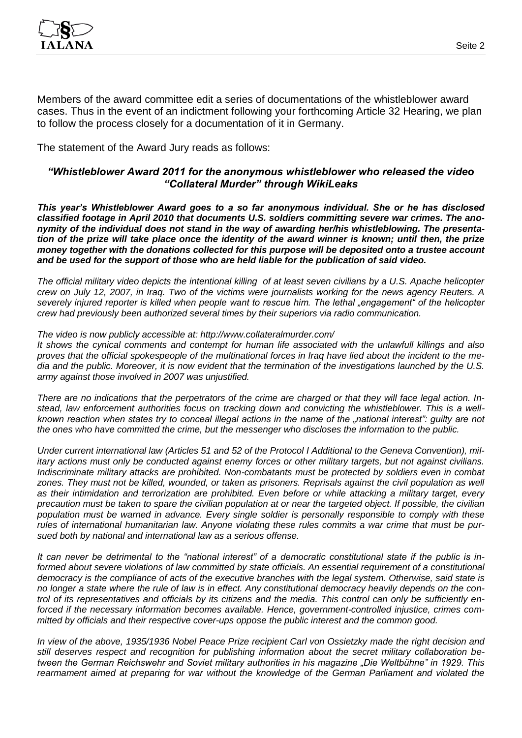Members of the award committee edit a series of documentations of the whistleblower award cases. Thus in the event of an indictment following your forthcoming Article 32 Hearing, we plan to follow the process closely for a documentation of it in Germany.

The statement of the Award Jury reads as follows:

### *"Whistleblower Award 2011 for the anonymous whistleblower who released the video "Collateral Murder" through WikiLeaks*

***This year's Whistleblower Award goes to a so far anonymous individual. She or he has disclosed classified footage in April 2010 that documents U.S. soldiers committing severe war crimes. The anonymity of the individual does not stand in the way of awarding her/his whistleblowing. The presentation of the prize will take place once the identity of the award winner is known; until then, the prize money together with the donations collected for this purpose will be deposited onto a trustee account and be used for the support of those who are held liable for the publication of said video.***

*The official military video depicts the intentional killing of at least seven civilians by a U.S. Apache helicopter crew on July 12, 2007, in Iraq. Two of the victims were journalists working for the news agency Reuters. A severely injured reporter is killed when people want to rescue him. The lethal „engagement" of the helicopter crew had previously been authorized several times by their superiors via radio communication.*

*The video is now publicly accessible at: http://www.collateralmurder.com/*
*It shows the cynical comments and contempt for human life associated with the unlawfull killings and also proves that the official spokespeople of the multinational forces in Iraq have lied about the incident to the media and the public. Moreover, it is now evident that the termination of the investigations launched by the U.S. army against those involved in 2007 was unjustified.*

*There are no indications that the perpetrators of the crime are charged or that they will face legal action. Instead, law enforcement authorities focus on tracking down and convicting the whistleblower. This is a well-known reaction when states try to conceal illegal actions in the name of the „national interest": guilty are not the ones who have committed the crime, but the messenger who discloses the information to the public.*

*Under current international law (Articles 51 and 52 of the Protocol I Additional to the Geneva Convention), military actions must only be conducted against enemy forces or other military targets, but not against civilians. Indiscriminate military attacks are prohibited. Non-combatants must be protected by soldiers even in combat zones. They must not be killed, wounded, or taken as prisoners. Reprisals against the civil population as well as their intimidation and terrorization are prohibited. Even before or while attacking a military target, every precaution must be taken to spare the civilian population at or near the targeted object. If possible, the civilian population must be warned in advance. Every single soldier is personally responsible to comply with these rules of international humanitarian law. Anyone violating these rules commits a war crime that must be pursued both by national and international law as a serious offense.*

*It can never be detrimental to the "national interest" of a democratic constitutional state if the public is informed about severe violations of law committed by state officials. An essential requirement of a constitutional democracy is the compliance of acts of the executive branches with the legal system. Otherwise, said state is no longer a state where the rule of law is in effect. Any constitutional democracy heavily depends on the control of its representatives and officials by its citizens and the media. This control can only be sufficiently enforced if the necessary information becomes available. Hence, government-controlled injustice, crimes committed by officials and their respective cover-ups oppose the public interest and the common good.*

*In view of the above, 1935/1936 Nobel Peace Prize recipient Carl von Ossietzky made the right decision and still deserves respect and recognition for publishing information about the secret military collaboration between the German Reichswehr and Soviet military authorities in his magazine „Die Weltbühne" in 1929. This rearmament aimed at preparing for war without the knowledge of the German Parliament and violated the*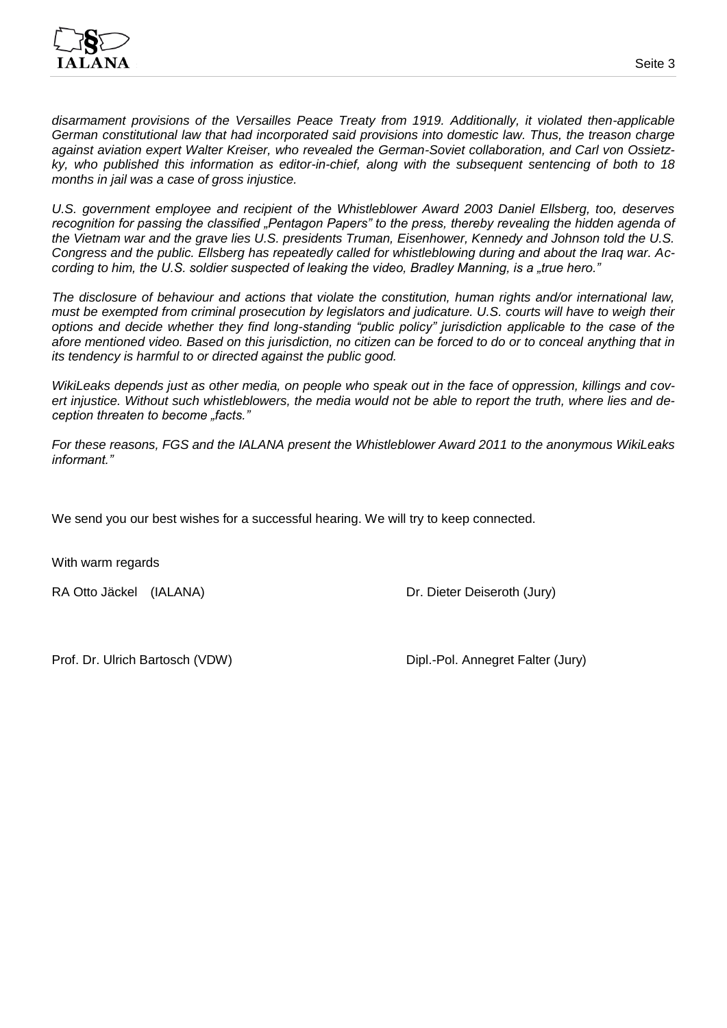*disarmament provisions of the Versailles Peace Treaty from 1919. Additionally, it violated then-applicable German constitutional law that had incorporated said provisions into domestic law. Thus, the treason charge against aviation expert Walter Kreiser, who revealed the German-Soviet collaboration, and Carl von Ossietzky, who published this information as editor-in-chief, along with the subsequent sentencing of both to 18 months in jail was a case of gross injustice.*

*U.S. government employee and recipient of the Whistleblower Award 2003 Daniel Ellsberg, too, deserves recognition for passing the classified „Pentagon Papers" to the press, thereby revealing the hidden agenda of the Vietnam war and the grave lies U.S. presidents Truman, Eisenhower, Kennedy and Johnson told the U.S. Congress and the public. Ellsberg has repeatedly called for whistleblowing during and about the Iraq war. According to him, the U.S. soldier suspected of leaking the video, Bradley Manning, is a „true hero."*

*The disclosure of behaviour and actions that violate the constitution, human rights and/or international law, must be exempted from criminal prosecution by legislators and judicature. U.S. courts will have to weigh their options and decide whether they find long-standing "public policy" jurisdiction applicable to the case of the afore mentioned video. Based on this jurisdiction, no citizen can be forced to do or to conceal anything that in its tendency is harmful to or directed against the public good.*

*WikiLeaks depends just as other media, on people who speak out in the face of oppression, killings and covert injustice. Without such whistleblowers, the media would not be able to report the truth, where lies and deception threaten to become „facts."*

*For these reasons, FGS and the IALANA present the Whistleblower Award 2011 to the anonymous WikiLeaks informant."*

We send you our best wishes for a successful hearing. We will try to keep connected.

With warm regards

RA Otto Jäckel (IALANA)

Dr. Dieter Deiseroth (Jury)

Prof. Dr. Ulrich Bartosch (VDW)

Dipl.-Pol. Annegret Falter (Jury)